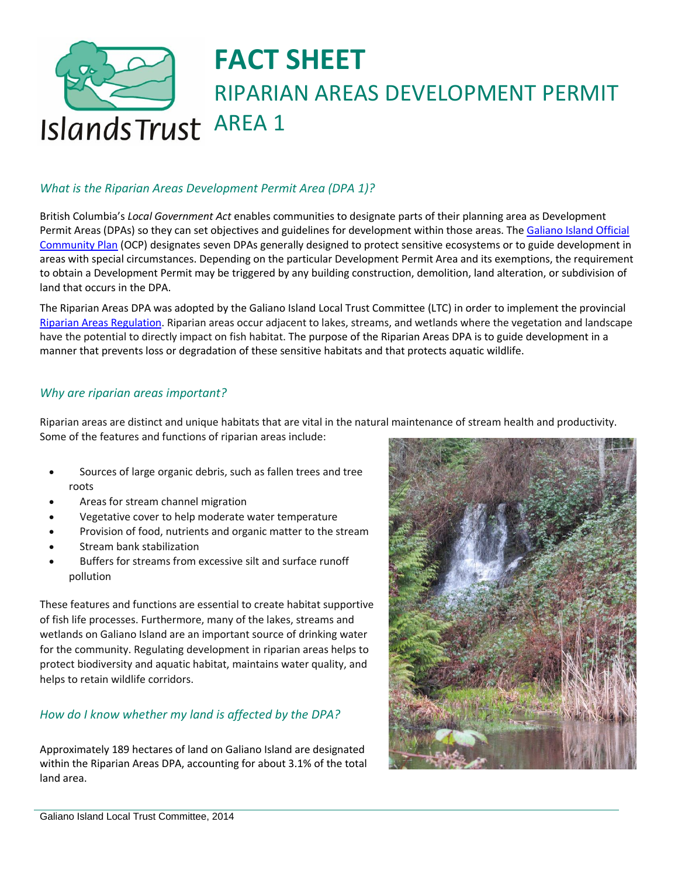# FACT SHEET

## RIPARIAN AREAS DEVELOPMENT PERMIT AREA 1

### *What is the Riparian Areas Development Permit Area (DPA 1)?*

British Columbia's *Local Government Act* enables communities to designate parts of their planning area as Development Permit Areas (DPAs) so they can set objectives and guidelines for development within those areas. The Galiano Island Official Community Plan (OCP) designates seven DPAs generally designed to protect sensitive ecosystems or to guide development in areas with special circumstances. Depending on the particular Development Permit Area and its exemptions, the requirement to obtain a Development Permit may be triggered by any building construction, demolition, land alteration, or subdivision of land that occurs in the DPA.

The Riparian Areas DPA was adopted by the Galiano Island Local Trust Committee (LTC) in order to implement the provincial Riparian Areas Regulation. Riparian areas occur adjacent to lakes, streams, and wetlands where the vegetation and landscape have the potential to directly impact on fish habitat. The purpose of the Riparian Areas DPA is to guide development in a manner that prevents loss or degradation of these sensitive habitats and that protects aquatic wildlife.

### *Why are riparian areas important?*

Riparian areas are distinct and unique habitats that are vital in the natural maintenance of stream health and productivity. Some of the features and functions of riparian areas include:

- Sources of large organic debris, such as fallen trees and tree roots
- Areas for stream channel migration
- Vegetative cover to help moderate water temperature
- Provision of food, nutrients and organic matter to the stream
- Stream bank stabilization
- Buffers for streams from excessive silt and surface runoff pollution

These features and functions are essential to create habitat supportive of fish life processes. Furthermore, many of the lakes, streams and wetlands on Galiano Island are an important source of drinking water for the community. Regulating development in riparian areas helps to protect biodiversity and aquatic habitat, maintains water quality, and helps to retain wildlife corridors.

### *How do I know whether my land is affected by the DPA?*

Approximately 189 hectares of land on Galiano Island are designated within the Riparian Areas DPA, accounting for about 3.1% of the total land area.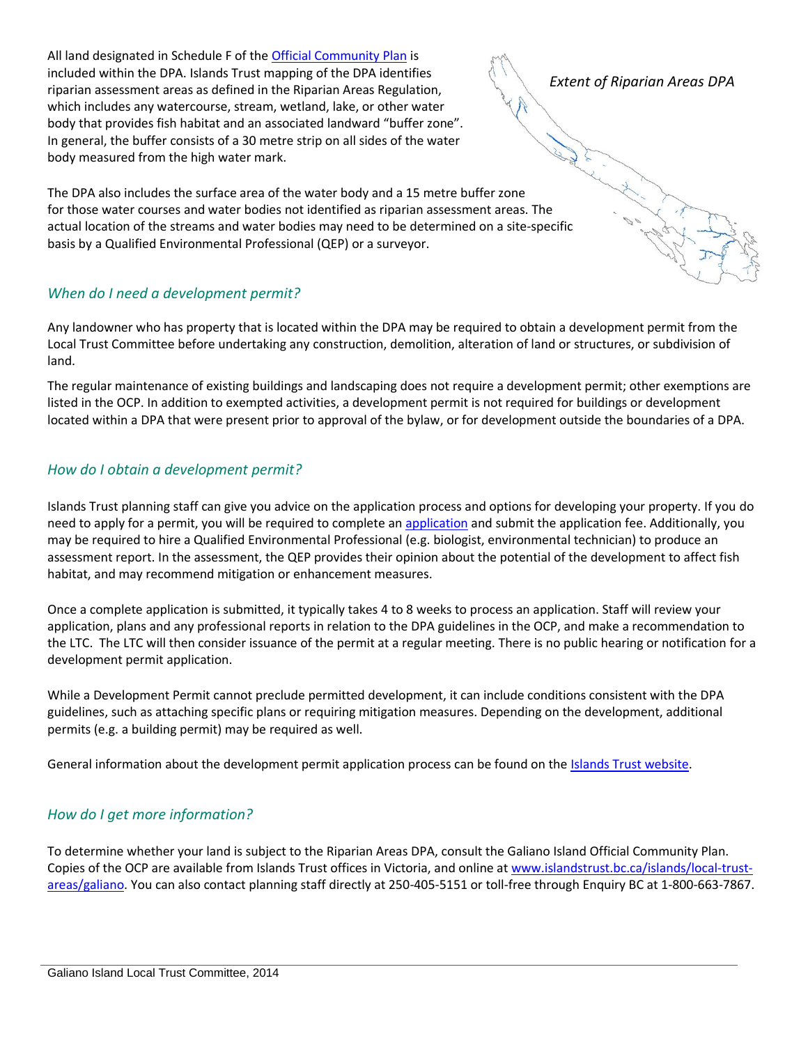All land designated in Schedule F of the Official Community Plan is included within the DPA. Islands Trust mapping of the DPA identifies riparian assessment areas as defined in the Riparian Areas Regulation, which includes any watercourse, stream, wetland, lake, or other water body that provides fish habitat and an associated landward "buffer zone". In general, the buffer consists of a 30 metre strip on all sides of the water body measured from the high water mark.

*Extent of Riparian Areas DPA*

The DPA also includes the surface area of the water body and a 15 metre buffer zone for those water courses and water bodies not identified as riparian assessment areas. The actual location of the streams and water bodies may need to be determined on a site-specific basis by a Qualified Environmental Professional (QEP) or a surveyor.

## *When do I need a development permit?*

Any landowner who has property that is located within the DPA may be required to obtain a development permit from the Local Trust Committee before undertaking any construction, demolition, alteration of land or structures, or subdivision of land.

The regular maintenance of existing buildings and landscaping does not require a development permit; other exemptions are listed in the OCP. In addition to exempted activities, a development permit is not required for buildings or development located within a DPA that were present prior to approval of the bylaw, or for development outside the boundaries of a DPA.

## *How do I obtain a development permit?*

Islands Trust planning staff can give you advice on the application process and options for developing your property. If you do need to apply for a permit, you will be required to complete an application and submit the application fee. Additionally, you may be required to hire a Qualified Environmental Professional (e.g. biologist, environmental technician) to produce an assessment report. In the assessment, the QEP provides their opinion about the potential of the development to affect fish habitat, and may recommend mitigation or enhancement measures.

Once a complete application is submitted, it typically takes 4 to 8 weeks to process an application. Staff will review your application, plans and any professional reports in relation to the DPA guidelines in the OCP, and make a recommendation to the LTC. The LTC will then consider issuance of the permit at a regular meeting. There is no public hearing or notification for a development permit application.

While a Development Permit cannot preclude permitted development, it can include conditions consistent with the DPA guidelines, such as attaching specific plans or requiring mitigation measures. Depending on the development, additional permits (e.g. a building permit) may be required as well.

General information about the development permit application process can be found on the Islands Trust website.

## *How do I get more information?*

To determine whether your land is subject to the Riparian Areas DPA, consult the Galiano Island Official Community Plan. Copies of the OCP are available from Islands Trust offices in Victoria, and online at www.islandstrust.bc.ca/islands/local-trust-areas/galiano. You can also contact planning staff directly at 250-405-5151 or toll-free through Enquiry BC at 1-800-663-7867.

Galiano Island Local Trust Committee, 2014